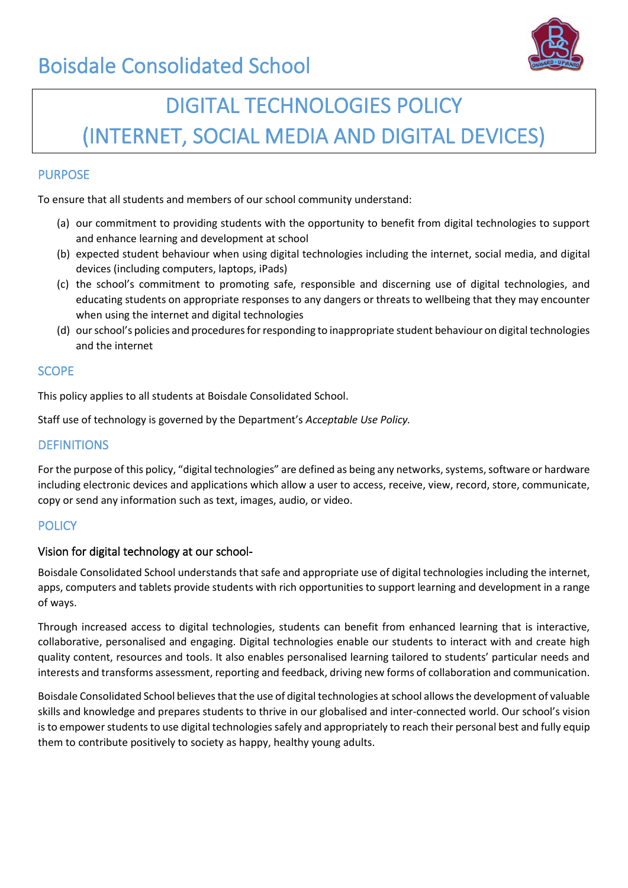# Boisdale Consolidated School

# DIGITAL TECHNOLOGIES POLICY (INTERNET, SOCIAL MEDIA AND DIGITAL DEVICES)

## PURPOSE

To ensure that all students and members of our school community understand:

(a) our commitment to providing students with the opportunity to benefit from digital technologies to support and enhance learning and development at school
(b) expected student behaviour when using digital technologies including the internet, social media, and digital devices (including computers, laptops, iPads)
(c) the school's commitment to promoting safe, responsible and discerning use of digital technologies, and educating students on appropriate responses to any dangers or threats to wellbeing that they may encounter when using the internet and digital technologies
(d) our school's policies and procedures for responding to inappropriate student behaviour on digital technologies and the internet

## SCOPE

This policy applies to all students at Boisdale Consolidated School.

Staff use of technology is governed by the Department's *Acceptable Use Policy.*

## DEFINITIONS

For the purpose of this policy, "digital technologies" are defined as being any networks, systems, software or hardware including electronic devices and applications which allow a user to access, receive, view, record, store, communicate, copy or send any information such as text, images, audio, or video.

## POLICY

### Vision for digital technology at our school-

Boisdale Consolidated School understands that safe and appropriate use of digital technologies including the internet, apps, computers and tablets provide students with rich opportunities to support learning and development in a range of ways.

Through increased access to digital technologies, students can benefit from enhanced learning that is interactive, collaborative, personalised and engaging. Digital technologies enable our students to interact with and create high quality content, resources and tools. It also enables personalised learning tailored to students' particular needs and interests and transforms assessment, reporting and feedback, driving new forms of collaboration and communication.

Boisdale Consolidated School believes that the use of digital technologies at school allows the development of valuable skills and knowledge and prepares students to thrive in our globalised and inter-connected world. Our school's vision is to empower students to use digital technologies safely and appropriately to reach their personal best and fully equip them to contribute positively to society as happy, healthy young adults.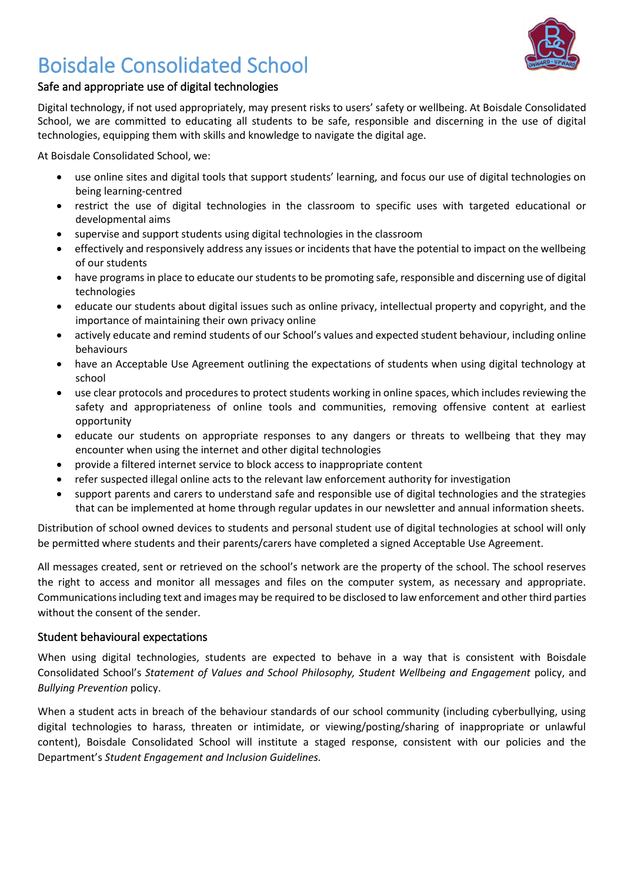# Boisdale Consolidated School

## Safe and appropriate use of digital technologies

Digital technology, if not used appropriately, may present risks to users' safety or wellbeing. At Boisdale Consolidated School, we are committed to educating all students to be safe, responsible and discerning in the use of digital technologies, equipping them with skills and knowledge to navigate the digital age.

At Boisdale Consolidated School, we:

- use online sites and digital tools that support students' learning, and focus our use of digital technologies on being learning-centred
- restrict the use of digital technologies in the classroom to specific uses with targeted educational or developmental aims
- supervise and support students using digital technologies in the classroom
- effectively and responsively address any issues or incidents that have the potential to impact on the wellbeing of our students
- have programs in place to educate our students to be promoting safe, responsible and discerning use of digital technologies
- educate our students about digital issues such as online privacy, intellectual property and copyright, and the importance of maintaining their own privacy online
- actively educate and remind students of our School's values and expected student behaviour, including online behaviours
- have an Acceptable Use Agreement outlining the expectations of students when using digital technology at school
- use clear protocols and procedures to protect students working in online spaces, which includes reviewing the safety and appropriateness of online tools and communities, removing offensive content at earliest opportunity
- educate our students on appropriate responses to any dangers or threats to wellbeing that they may encounter when using the internet and other digital technologies
- provide a filtered internet service to block access to inappropriate content
- refer suspected illegal online acts to the relevant law enforcement authority for investigation
- support parents and carers to understand safe and responsible use of digital technologies and the strategies that can be implemented at home through regular updates in our newsletter and annual information sheets.

Distribution of school owned devices to students and personal student use of digital technologies at school will only be permitted where students and their parents/carers have completed a signed Acceptable Use Agreement.

All messages created, sent or retrieved on the school's network are the property of the school. The school reserves the right to access and monitor all messages and files on the computer system, as necessary and appropriate. Communications including text and images may be required to be disclosed to law enforcement and other third parties without the consent of the sender.

## Student behavioural expectations

When using digital technologies, students are expected to behave in a way that is consistent with Boisdale Consolidated School's *Statement of Values and School Philosophy, Student Wellbeing and Engagement* policy, and *Bullying Prevention* policy.

When a student acts in breach of the behaviour standards of our school community (including cyberbullying, using digital technologies to harass, threaten or intimidate, or viewing/posting/sharing of inappropriate or unlawful content), Boisdale Consolidated School will institute a staged response, consistent with our policies and the Department's *Student Engagement and Inclusion Guidelines.*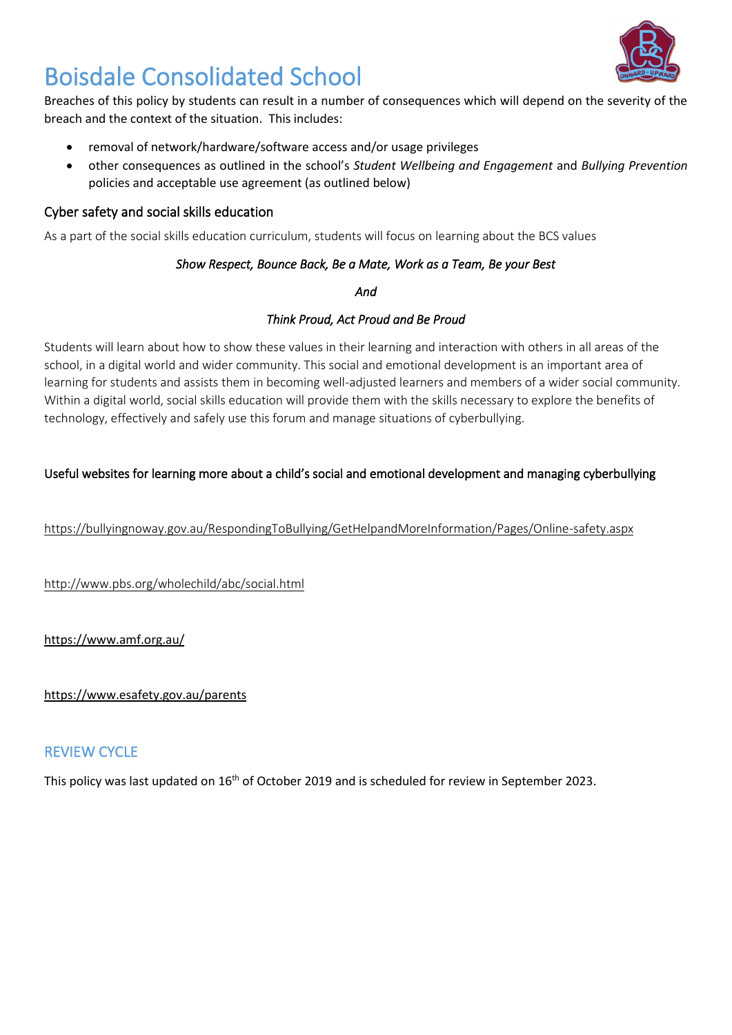# Boisdale Consolidated School

Breaches of this policy by students can result in a number of consequences which will depend on the severity of the breach and the context of the situation. This includes:

- removal of network/hardware/software access and/or usage privileges
- other consequences as outlined in the school's *Student Wellbeing and Engagement* and *Bullying Prevention* policies and acceptable use agreement (as outlined below)

## Cyber safety and social skills education

As a part of the social skills education curriculum, students will focus on learning about the BCS values

*Show Respect, Bounce Back, Be a Mate, Work as a Team, Be your Best*

*And*

*Think Proud, Act Proud and Be Proud*

Students will learn about how to show these values in their learning and interaction with others in all areas of the school, in a digital world and wider community. This social and emotional development is an important area of learning for students and assists them in becoming well-adjusted learners and members of a wider social community. Within a digital world, social skills education will provide them with the skills necessary to explore the benefits of technology, effectively and safely use this forum and manage situations of cyberbullying.

Useful websites for learning more about a child's social and emotional development and managing cyberbullying

https://bullyingnoway.gov.au/RespondingToBullying/GetHelpandMoreInformation/Pages/Online-safety.aspx

http://www.pbs.org/wholechild/abc/social.html

https://www.amf.org.au/

https://www.esafety.gov.au/parents

## REVIEW CYCLE

This policy was last updated on 16th of October 2019 and is scheduled for review in September 2023.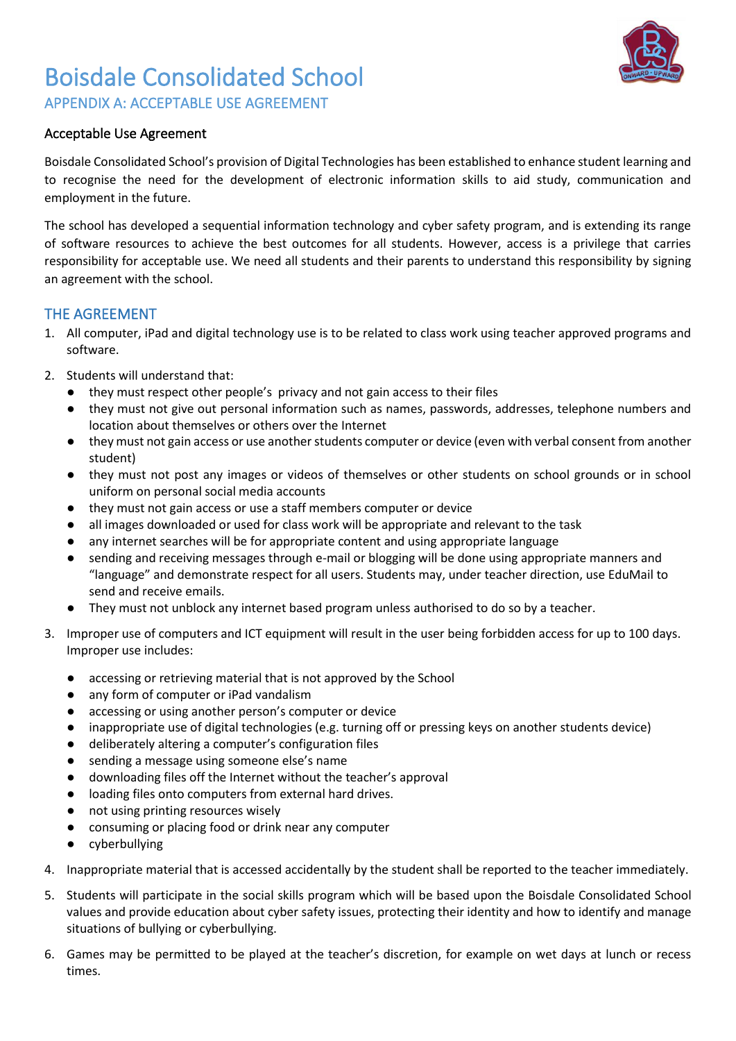# Boisdale Consolidated School

## APPENDIX A: ACCEPTABLE USE AGREEMENT

### Acceptable Use Agreement

Boisdale Consolidated School's provision of Digital Technologies has been established to enhance student learning and to recognise the need for the development of electronic information skills to aid study, communication and employment in the future.

The school has developed a sequential information technology and cyber safety program, and is extending its range of software resources to achieve the best outcomes for all students. However, access is a privilege that carries responsibility for acceptable use. We need all students and their parents to understand this responsibility by signing an agreement with the school.

## THE AGREEMENT

1. All computer, iPad and digital technology use is to be related to class work using teacher approved programs and software.

2. Students will understand that:
   - they must respect other people's privacy and not gain access to their files
   - they must not give out personal information such as names, passwords, addresses, telephone numbers and location about themselves or others over the Internet
   - they must not gain access or use another students computer or device (even with verbal consent from another student)
   - they must not post any images or videos of themselves or other students on school grounds or in school uniform on personal social media accounts
   - they must not gain access or use a staff members computer or device
   - all images downloaded or used for class work will be appropriate and relevant to the task
   - any internet searches will be for appropriate content and using appropriate language
   - sending and receiving messages through e-mail or blogging will be done using appropriate manners and "language" and demonstrate respect for all users. Students may, under teacher direction, use EduMail to send and receive emails.
   - They must not unblock any internet based program unless authorised to do so by a teacher.

3. Improper use of computers and ICT equipment will result in the user being forbidden access for up to 100 days. Improper use includes:

   - accessing or retrieving material that is not approved by the School
   - any form of computer or iPad vandalism
   - accessing or using another person's computer or device
   - inappropriate use of digital technologies (e.g. turning off or pressing keys on another students device)
   - deliberately altering a computer's configuration files
   - sending a message using someone else's name
   - downloading files off the Internet without the teacher's approval
   - loading files onto computers from external hard drives.
   - not using printing resources wisely
   - consuming or placing food or drink near any computer
   - cyberbullying

4. Inappropriate material that is accessed accidentally by the student shall be reported to the teacher immediately.

5. Students will participate in the social skills program which will be based upon the Boisdale Consolidated School values and provide education about cyber safety issues, protecting their identity and how to identify and manage situations of bullying or cyberbullying.

6. Games may be permitted to be played at the teacher's discretion, for example on wet days at lunch or recess times.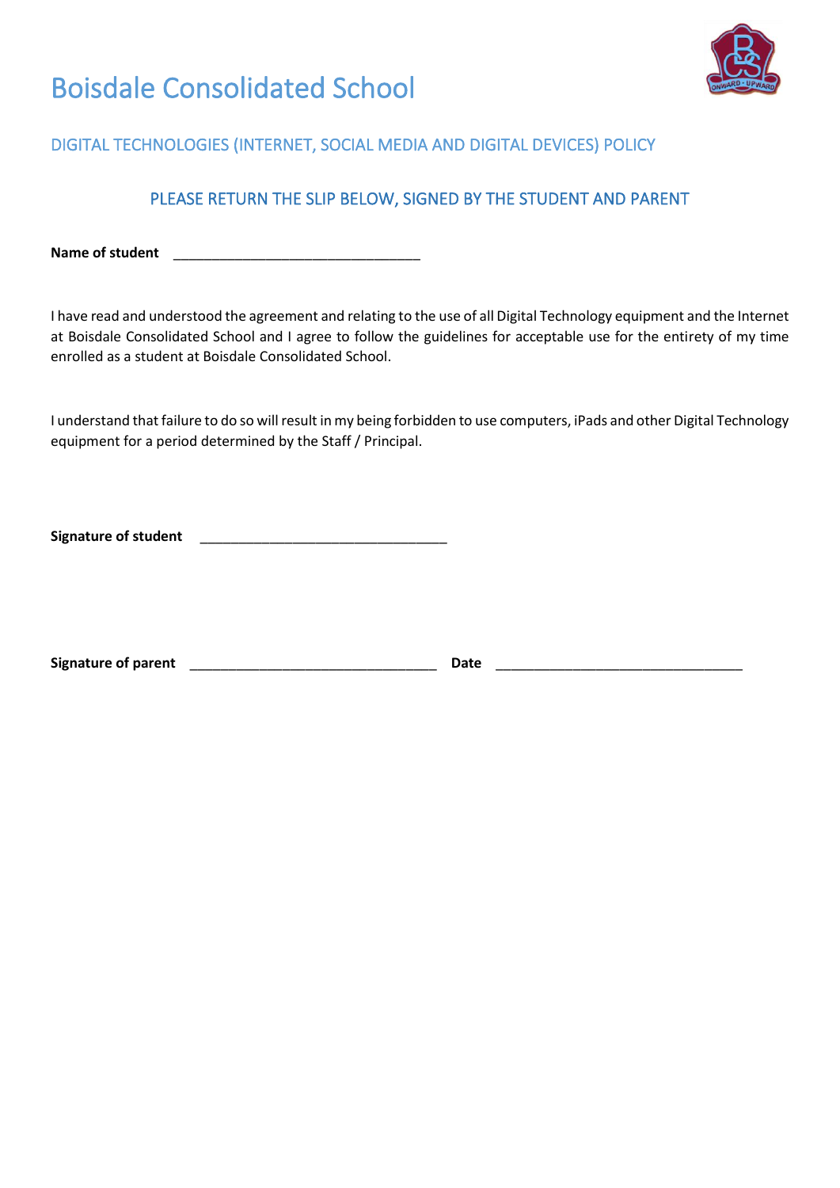# Boisdale Consolidated School

## DIGITAL TECHNOLOGIES (INTERNET, SOCIAL MEDIA AND DIGITAL DEVICES) POLICY

### PLEASE RETURN THE SLIP BELOW, SIGNED BY THE STUDENT AND PARENT

**Name of student** ________________________________

I have read and understood the agreement and relating to the use of all Digital Technology equipment and the Internet at Boisdale Consolidated School and I agree to follow the guidelines for acceptable use for the entirety of my time enrolled as a student at Boisdale Consolidated School.

I understand that failure to do so will result in my being forbidden to use computers, iPads and other Digital Technology equipment for a period determined by the Staff / Principal.

**Signature of student** ________________________________

**Signature of parent** ________________________________ **Date** ________________________________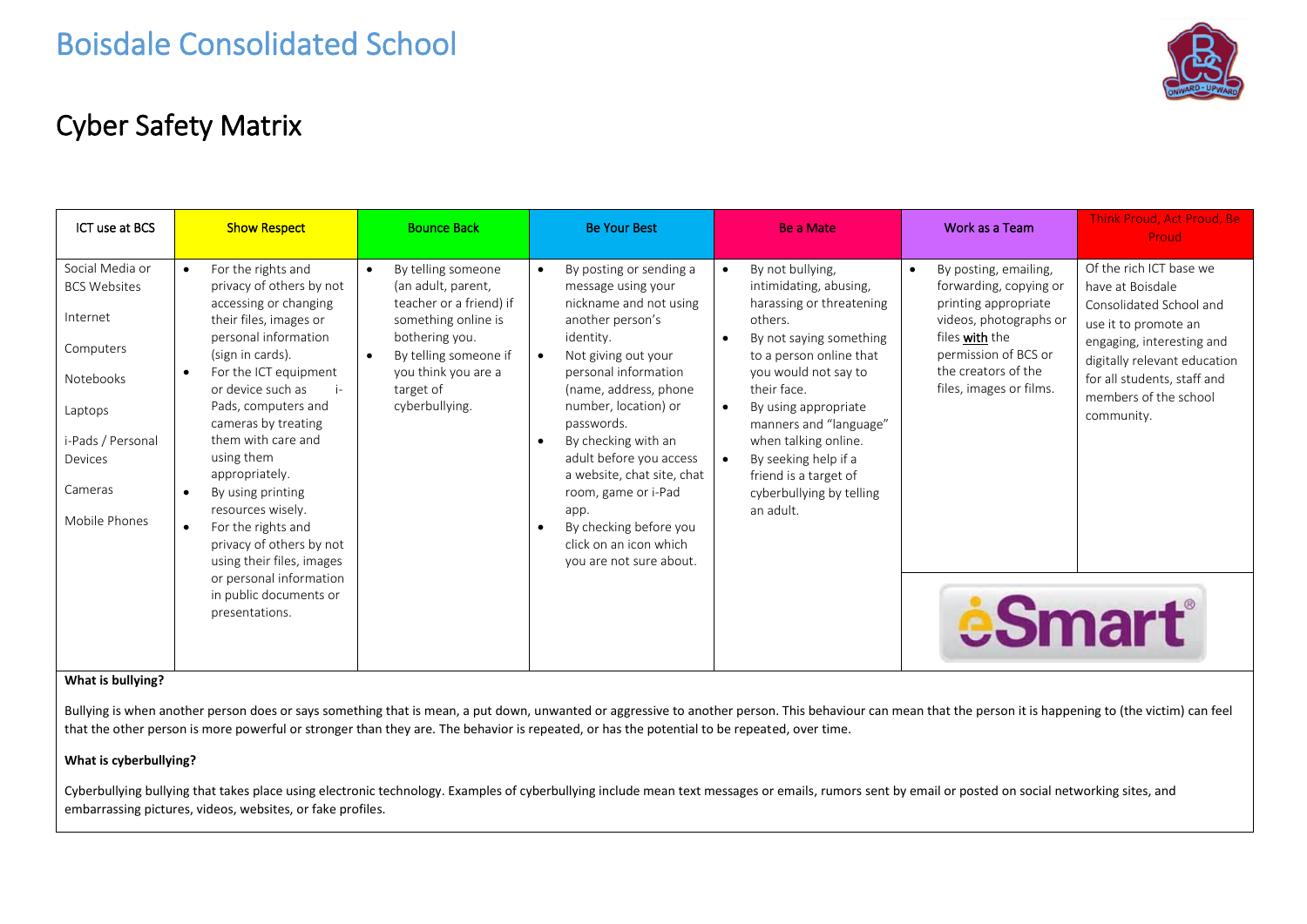# Boisdale Consolidated School

## Cyber Safety Matrix

| ICT use at BCS | Show Respect | Bounce Back | Be Your Best | Be a Mate | Work as a Team | Think Proud, Act Proud, Be Proud |
|---|---|---|---|---|---|---|
| Social Media or BCS Websites<br><br>Internet<br><br>Computers<br><br>Notebooks<br><br>Laptops<br><br>i-Pads / Personal Devices<br><br>Cameras<br><br>Mobile Phones | • For the rights and privacy of others by not accessing or changing their files, images or personal information (sign in cards).<br>• For the ICT equipment or device such as i-Pads, computers and cameras by treating them with care and using them appropriately.<br>• By using printing resources wisely.<br>• For the rights and privacy of others by not using their files, images or personal information in public documents or presentations. | • By telling someone (an adult, parent, teacher or a friend) if something online is bothering you.<br>• By telling someone if you think you are a target of cyberbullying. | • By posting or sending a message using your nickname and not using another person's identity.<br>• Not giving out your personal information (name, address, phone number, location) or passwords.<br>• By checking with an adult before you access a website, chat site, chat room, game or i-Pad app.<br>• By checking before you click on an icon which you are not sure about. | • By not bullying, intimidating, abusing, harassing or threatening others.<br>• By not saying something to a person online that you would not say to their face.<br>• By using appropriate manners and "language" when talking online.<br>• By seeking help if a friend is a target of cyberbullying by telling an adult. | • By posting, emailing, forwarding, copying or printing appropriate videos, photographs or files **with** the permission of BCS or the creators of the files, images or films. | Of the rich ICT base we have at Boisdale Consolidated School and use it to promote an engaging, interesting and digitally relevant education for all students, staff and members of the school community.<br><br>eSmart |

**What is bullying?**

Bullying is when another person does or says something that is mean, a put down, unwanted or aggressive to another person. This behaviour can mean that the person it is happening to (the victim) can feel that the other person is more powerful or stronger than they are. The behavior is repeated, or has the potential to be repeated, over time.

**What is cyberbullying?**

Cyberbullying bullying that takes place using electronic technology. Examples of cyberbullying include mean text messages or emails, rumors sent by email or posted on social networking sites, and embarrassing pictures, videos, websites, or fake profiles.